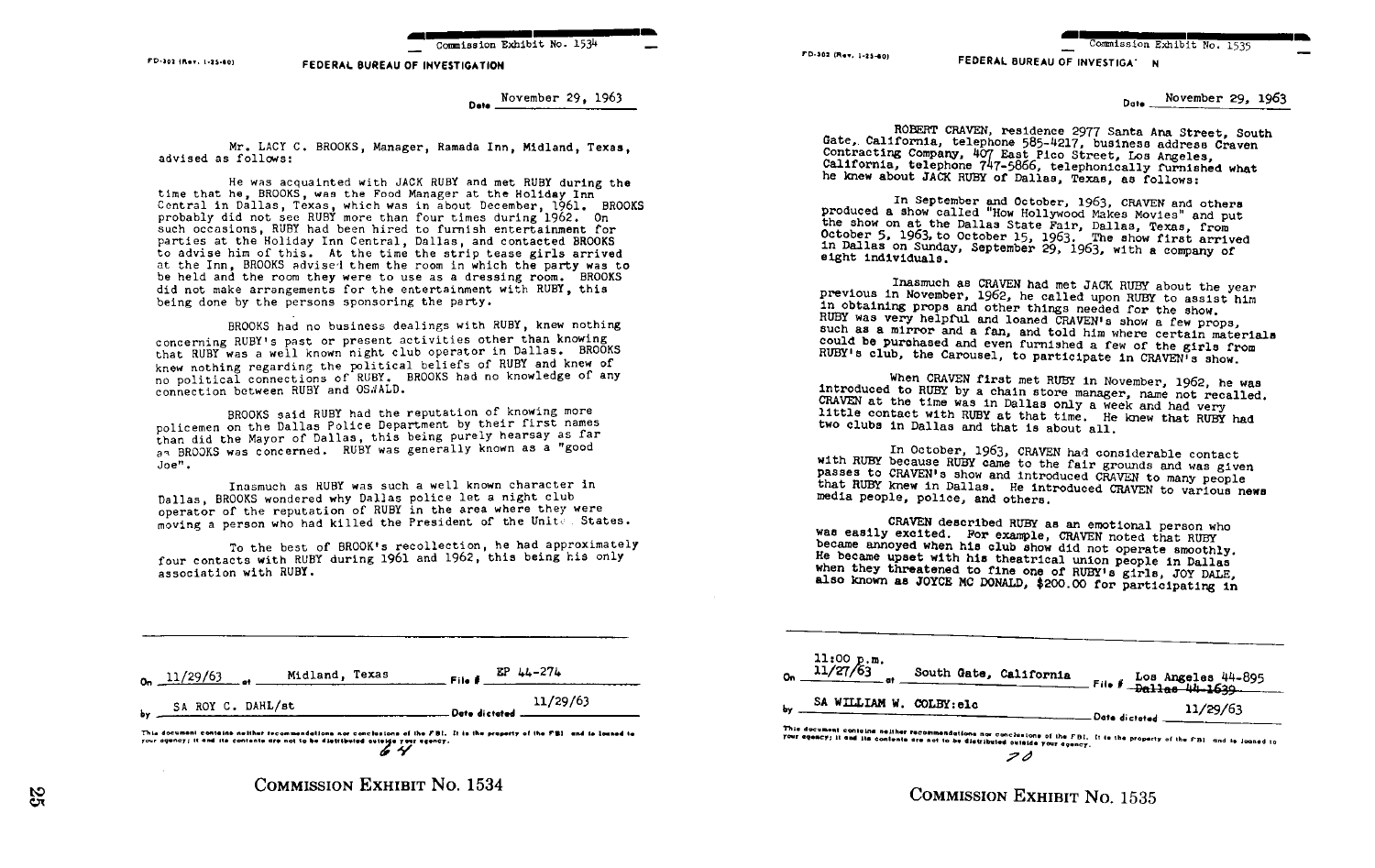Commission Exhibit No. 1534

FD-302 (Rev. 1-25-60)

**FEDERAL BUREAU OF INVESTIGATION**

Date November 29, 1963

Mr. LACY C. BROOKS, Manager, Ramada Inn, Midland, Texas, advised as follows:

He was acquainted with JACK RUBY and met RUBY during the time that he, BROOKS, was the Food Manager at the Holiday Inn Central in Dallas, Texas, which was in about December, 1961. BROOKS probably did not see RUBY more than four times during 1962. On such occasions, RUBY had been hired to furnish entertainment for parties at the Holiday Inn Central, Dallas, and contacted BROOKS to advise him of this. At the time the strip tease girls arrived at the Inn, BROOKS advised them the room in which the party was to be held and the room they were to use as a dressing room. BROOKS did not make arrangements for the entertainment with RUBY, this being done by the persons sponsoring the party.

BROOKS had no business dealings with RUBY, knew nothing concerning RUBY's past or present activities other than knowing that RUBY was a well known night club operator in Dallas. BROOKS knew nothing regarding the political beliefs of RUBY and knew of no political connections of RUBY. BROOKS had no knowledge of any connection between RUBY and OSWALD.

BROOKS said RUBY had the reputation of knowing more policemen on the Dallas Police Department by their first names than did the Mayor of Dallas, this being purely hearsay as far as BROOKS was concerned. RUBY was generally known as a "good Joe".

Inasmuch as RUBY was such a well known character in Dallas, BROOKS wondered why Dallas police let a night club operator of the reputation of RUBY in the area where they were moving a person who had killed the President of the United States.

To the best of BROOK's recollection, he had approximately four contacts with RUBY during 1961 and 1962, this being his only association with RUBY.

On 11/29/63 at Midland, Texas File # EP 44-274

by SA ROY C. DAHL/st Date dictated 11/29/63

This document contains neither recommendations nor conclusions of the FBI. It is the property of the FBI and is loaned to your agency; it and its contents are not to be distributed outside your agency.

64

COMMISSION EXHIBIT No. 1534

---

Commission Exhibit No. 1535

FD-302 (Rev. 1-25-60)

**FEDERAL BUREAU OF INVESTIGATION**

Date November 29, 1963

ROBERT CRAVEN, residence 2977 Santa Ana Street, South Gate, California, telephone 585-4217, business address Craven Contracting Company, 407 East Pico Street, Los Angeles, California, telephone 747-5866, telephonically furnished what he knew about JACK RUBY of Dallas, Texas, as follows:

In September and October, 1963, CRAVEN and others produced a show called "How Hollywood Makes Movies" and put the show on at the Dallas State Fair, Dallas, Texas, from October 5, 1963, to October 15, 1963. The show first arrived in Dallas on Sunday, September 29, 1963, with a company of eight individuals.

Inasmuch as CRAVEN had met JACK RUBY about the year previous in November, 1962, he called upon RUBY to assist him in obtaining props and other things needed for the show. RUBY was very helpful and loaned CRAVEN's show a few props, such as a mirror and a fan, and told him where certain materials could be purchased and even furnished a few of the girls from RUBY's club, the Carousel, to participate in CRAVEN's show.

When CRAVEN first met RUBY in November, 1962, he was introduced to RUBY by a chain store manager, name not recalled. CRAVEN at the time was in Dallas only a week and had very little contact with RUBY at that time. He knew that RUBY had two clubs in Dallas and that is about all.

In October, 1963, CRAVEN had considerable contact with RUBY because RUBY came to the fair grounds and was given passes to CRAVEN's show and introduced CRAVEN to many people that RUBY knew in Dallas. He introduced CRAVEN to various news media people, police, and others.

CRAVEN described RUBY as an emotional person who was easily excited. For example, CRAVEN noted that RUBY became annoyed when his club show did not operate smoothly. He became upset with his theatrical union people in Dallas when they threatened to fine one of RUBY's girls, JOY DALE, also known as JOYCE MC DONALD, $200.00 for participating in

On 11:00 p.m. 11/27/63 at South Gate, California File # Los Angeles 44-895 ~~Dallas 44-1639~~

by SA WILLIAM W. COLBY:elc Date dictated 11/29/63

This document contains neither recommendations nor conclusions of the FBI. It is the property of the FBI and is loaned to your agency; it and its contents are not to be distributed outside your agency.

70

COMMISSION EXHIBIT No. 1535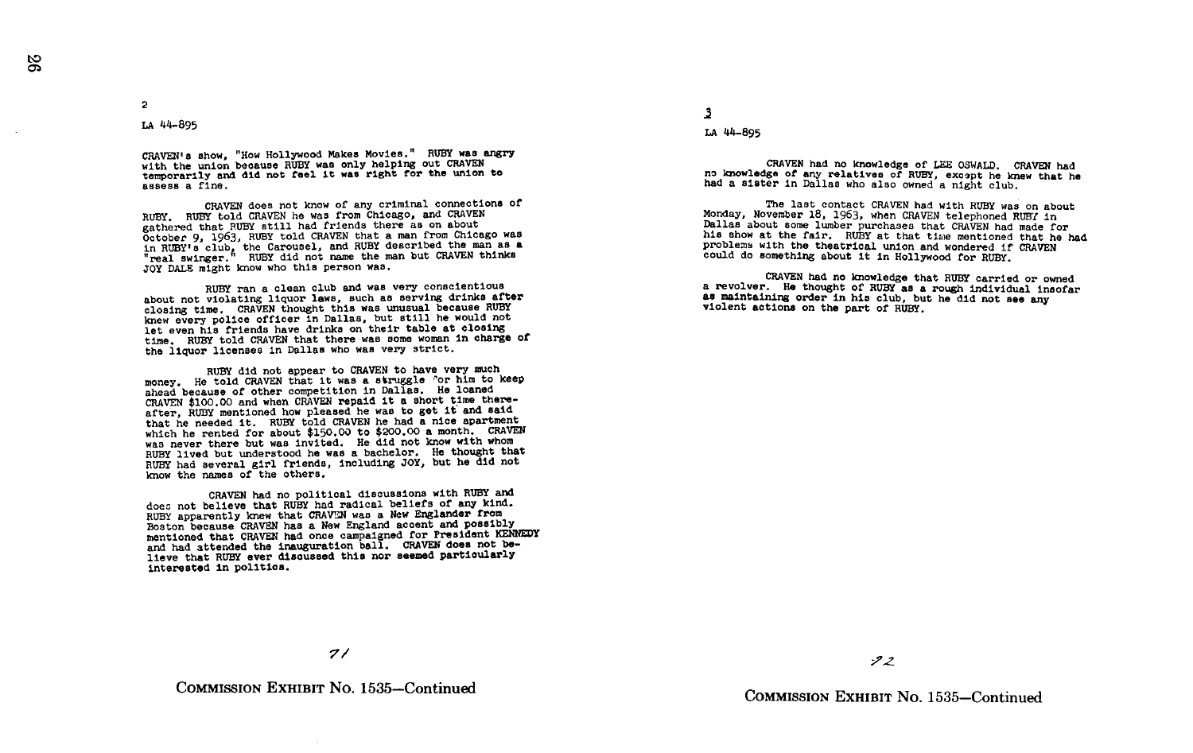2

LA 44-895

CRAVEN's show, "How Hollywood Makes Movies." RUBY was angry with the union because RUBY was only helping out CRAVEN temporarily and did not feel it was right for the union to assess a fine.

CRAVEN does not know of any criminal connections of RUBY. RUBY told CRAVEN he was from Chicago, and CRAVEN gathered that RUBY still had friends there as on about October 9, 1963, RUBY told CRAVEN that a man from Chicago was in RUBY's club, the Carousel, and RUBY described the man as a "real swinger." RUBY did not name the man but CRAVEN thinks JOY DALE might know who this person was.

RUBY ran a clean club and was very conscientious about not violating liquor laws, such as serving drinks after closing time. CRAVEN thought this was unusual because RUBY knew every police officer in Dallas, but still he would not let even his friends have drinks on their table at closing time. RUBY told CRAVEN that there was some woman in charge of the liquor licenses in Dallas who was very strict.

RUBY did not appear to CRAVEN to have very much money. He told CRAVEN that it was a struggle for him to keep ahead because of other competition in Dallas. He loaned CRAVEN $100.00 and when CRAVEN repaid it a short time thereafter, RUBY mentioned how pleased he was to get it and said that he needed it. RUBY told CRAVEN he had a nice apartment which he rented for about $150.00 to $200.00 a month. CRAVEN was never there but was invited. He did not know with whom RUBY lived but understood he was a bachelor. He thought that RUBY had several girl friends, including JOY, but he did not know the names of the others.

CRAVEN had no political discussions with RUBY and does not believe that RUBY had radical beliefs of any kind. RUBY apparently knew that CRAVEN was a New Englander from Boston because CRAVEN has a New England accent and possibly mentioned that CRAVEN had once campaigned for President KENNEDY and had attended the inauguration ball. CRAVEN does not believe that RUBY ever discussed this nor seemed particularly interested in politics.

71

COMMISSION EXHIBIT No. 1535—Continued

3

LA 44-895

CRAVEN had no knowledge of LEE OSWALD. CRAVEN had no knowledge of any relatives of RUBY, except he knew that he had a sister in Dallas who also owned a night club.

The last contact CRAVEN had with RUBY was on about Monday, November 18, 1963, when CRAVEN telephoned RUBY in Dallas about some lumber purchases that CRAVEN had made for his show at the fair. RUBY at that time mentioned that he had problems with the theatrical union and wondered if CRAVEN could do something about it in Hollywood for RUBY.

CRAVEN had no knowledge that RUBY carried or owned a revolver. He thought of RUBY as a rough individual insofar as maintaining order in his club, but he did not see any violent actions on the part of RUBY.

72

COMMISSION EXHIBIT No. 1535—Continued